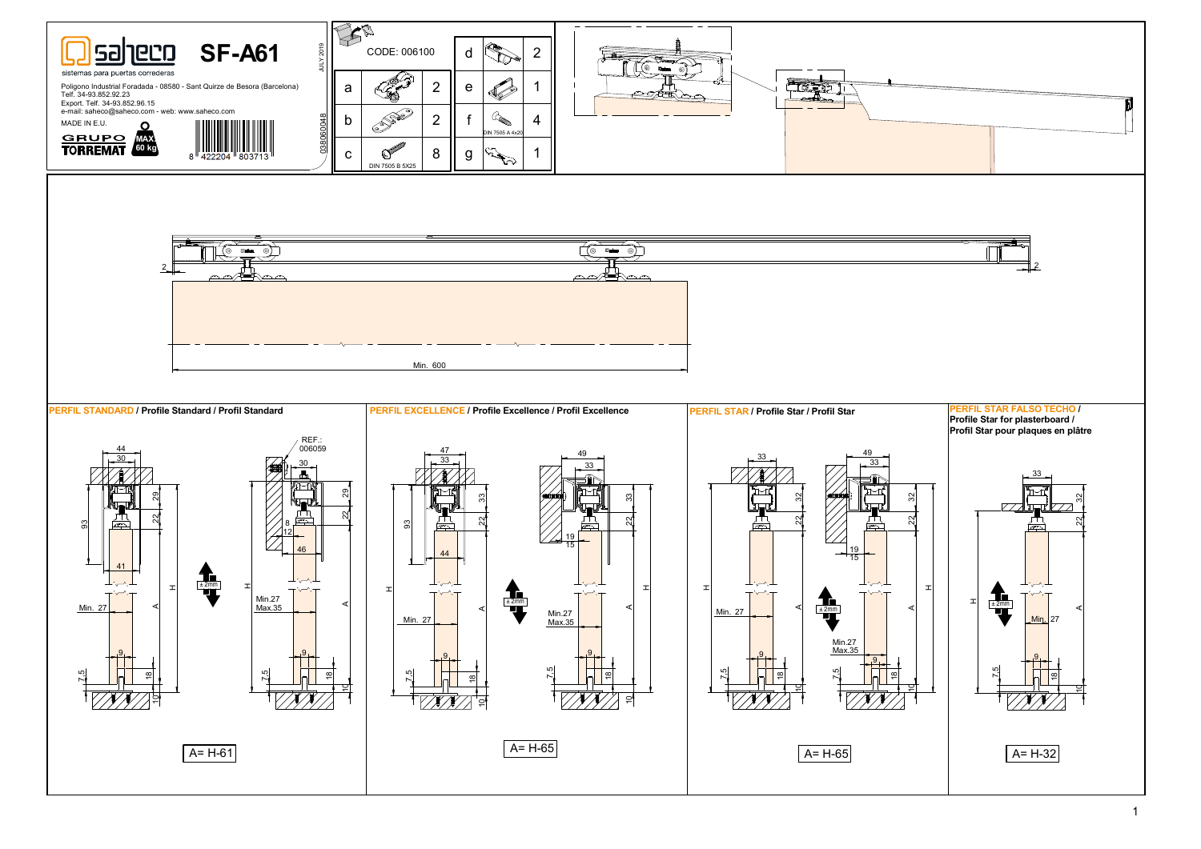# saheco SF-A61

sistemas para puertas correderas

Poligono Industrial Foradada - 08580 - Sant Quirze de Besora (Barcelona)
Telf. 34-93.852.92.23
Export. Telf. 34-93.852.96.15
e-mail: saheco@saheco.com - web: www.saheco.com
MADE IN E.U.

GRUPO TORREMAT

MAX. 60 kg

8 422204 803713

JULY 2019

038060048

CODE: 006100

| | | Qty | | | Qty |
|---|---|---|---|---|---|
| a | | 2 | d | | 2 |
| b | | 2 | e | | 1 |
| c | DIN 7505 B 5X25 | 8 | f | DIN 7505 A 4x20 | 4 |
| | | | g | | 1 |

Min. 600

2

2

## PERFIL STANDARD / Profile Standard / Profil Standard

REF.: 006059

44, 30, 93, 29, 22, 41, Min. 27, H, A, ± 2mm, 9, 7.5, 18, 10, 30, 8, 12, 46, Min.27 Max.35

A= H-61

## PERFIL EXCELLENCE / Profile Excellence / Profil Excellence

47, 33, 93, 33, 22, 44, Min. 27, H, A, ± 2mm, 9, 7.5, 18, 10, 49, 33, 19, 15, Min.27 Max.35

A= H-65

## PERFIL STAR / Profile Star / Profil Star

33, 32, 22, Min. 27, H, A, ± 2mm, 9, 7.5, 18, 10, 49, 33, 19, 15, Min.27 Max.35

A= H-65

## PERFIL STAR FALSO TECHO / Profile Star for plasterboard / Profil Star pour plaques en plâtre

33, 32, 22, H, A, ± 2mm, Min. 27, 9, 7.5, 18, 10

A= H-32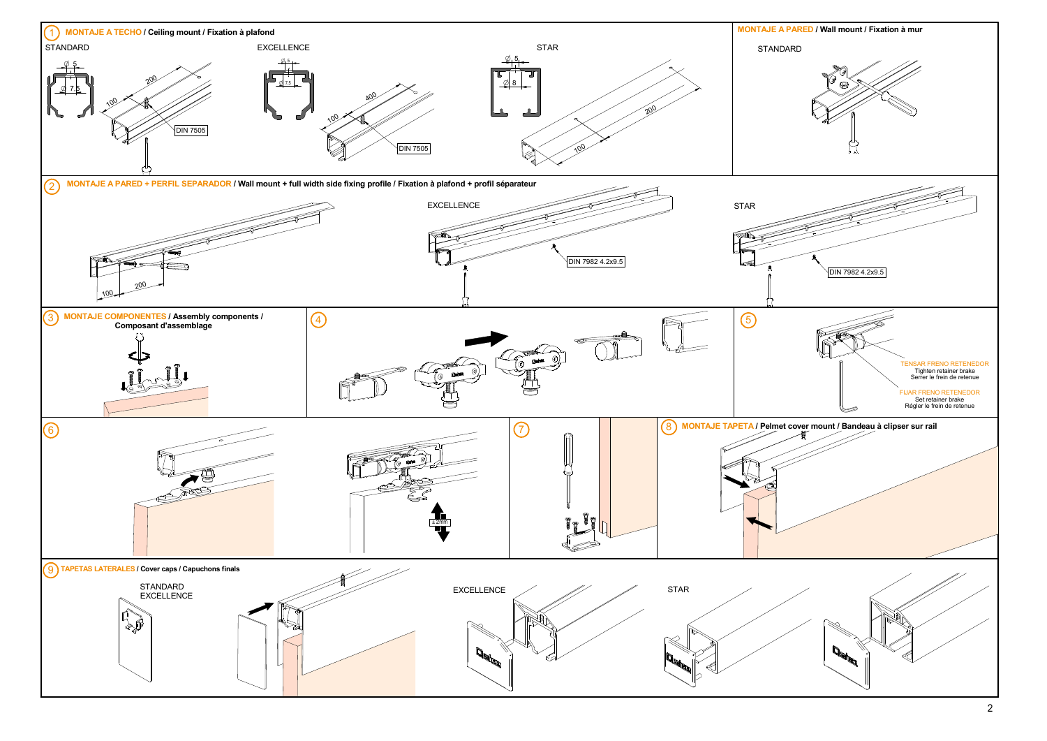## 1 MONTAJE A TECHO / Ceiling mount / Fixation à plafond

STANDARD

Ø 5

Ø 7.5

100

200

DIN 7505

EXCELLENCE

Ø 5

Ø 7.5

100

400

DIN 7505

STAR

Ø 5

Ø 8

100

200

## MONTAJE A PARED / Wall mount / Fixation à mur

STANDARD

## 2 MONTAJE A PARED + PERFIL SEPARADOR / Wall mount + full width side fixing profile / Fixation à plafond + profil séparateur

100

200

EXCELLENCE

DIN 7982 4.2x9.5

STAR

DIN 7982 4.2x9.5

## 3 MONTAJE COMPONENTES / Assembly components / Composant d'assemblage

## 4

## 5

TENSAR FRENO RETENEDOR
Tighten retainer brake
Serrer le frein de retenue

FIJAR FRENO RETENEDOR
Set retainer brake
Régler le frein de retenue

## 6

± 2mm

## 7

## 8 MONTAJE TAPETA / Pelmet cover mount / Bandeau à clipser sur rail

## 9 TAPETAS LATERALES / Cover caps / Capuchons finals

STANDARD
EXCELLENCE

EXCELLENCE

STAR